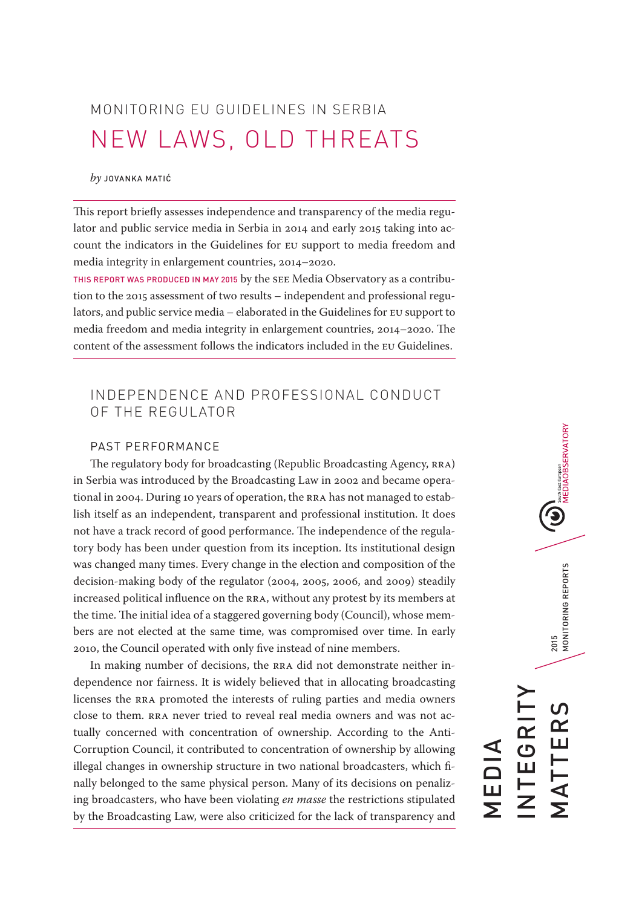# MONITORING EU GUIDELINES IN SERBIA

# NEW LAWS, OLD THREATS

*by* JOVANKA MATIĆ

This report briefly assesses independence and transparency of the media regulator and public service media in Serbia in 2014 and early 2015 taking into account the indicators in the Guidelines for EU support to media freedom and media integrity in enlargement countries, 2014–2020.

THIS REPORT WAS PRODUCED IN MAY 2015 by the SEE Media Observatory as a contribution to the 2015 assessment of two results – independent and professional regulators, and public service media – elaborated in the Guidelines for EU support to media freedom and media integrity in enlargement countries, 2014–2020. The content of the assessment follows the indicators included in the EU Guidelines.

## INDEPENDENCE AND PROFESSIONAL CONDUCT OF THE REGULATOR

### PAST PERFORMANCE

The regulatory body for broadcasting (Republic Broadcasting Agency, RRA) in Serbia was introduced by the Broadcasting Law in 2002 and became operational in 2004. During 10 years of operation, the RRA has not managed to establish itself as an independent, transparent and professional institution. It does not have a track record of good performance. The independence of the regulatory body has been under question from its inception. Its institutional design was changed many times. Every change in the election and composition of the decision-making body of the regulator (2004, 2005, 2006, and 2009) steadily increased political influence on the RRA, without any protest by its members at the time. The initial idea of a staggered governing body (Council), whose members are not elected at the same time, was compromised over time. In early 2010, the Council operated with only five instead of nine members.

In making number of decisions, the RRA did not demonstrate neither independence nor fairness. It is widely believed that in allocating broadcasting licenses the RRA promoted the interests of ruling parties and media owners close to them. RRA never tried to reveal real media owners and was not actually concerned with concentration of ownership. According to the Anti-Corruption Council, it contributed to concentration of ownership by allowing illegal changes in ownership structure in two national broadcasters, which finally belonged to the same physical person. Many of its decisions on penalizing broadcasters, who have been violating *en masse* the restrictions stipulated by the Broadcasting Law, were also criticized for the lack of transparency and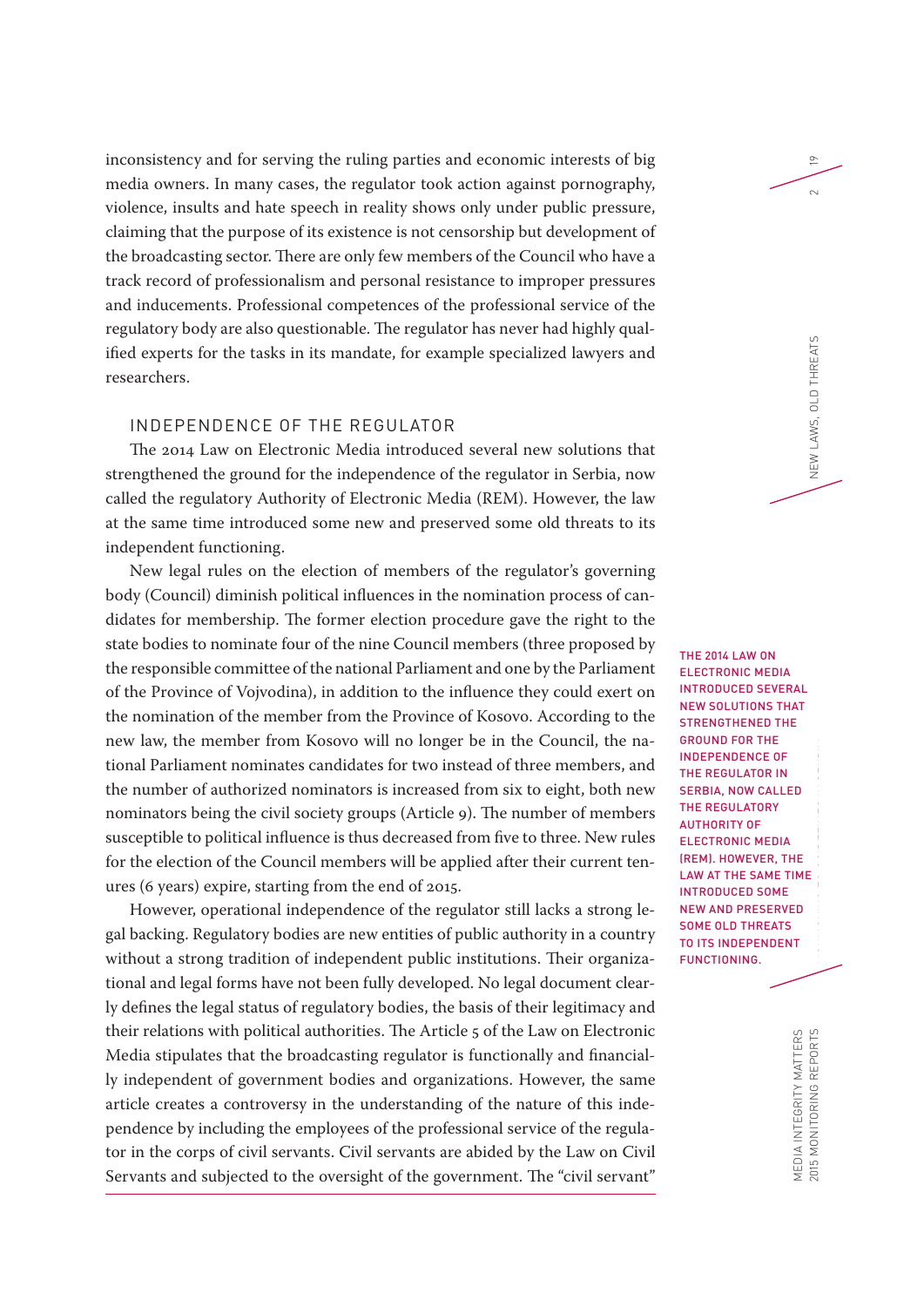inconsistency and for serving the ruling parties and economic interests of big media owners. In many cases, the regulator took action against pornography, violence, insults and hate speech in reality shows only under public pressure, claiming that the purpose of its existence is not censorship but development of the broadcasting sector. There are only few members of the Council who have a track record of professionalism and personal resistance to improper pressures and inducements. Professional competences of the professional service of the regulatory body are also questionable. The regulator has never had highly qualified experts for the tasks in its mandate, for example specialized lawyers and researchers.

## INDEPENDENCE OF THE REGULATOR

The 2014 Law on Electronic Media introduced several new solutions that strengthened the ground for the independence of the regulator in Serbia, now called the regulatory Authority of Electronic Media (REM). However, the law at the same time introduced some new and preserved some old threats to its independent functioning.

New legal rules on the election of members of the regulator's governing body (Council) diminish political influences in the nomination process of candidates for membership. The former election procedure gave the right to the state bodies to nominate four of the nine Council members (three proposed by the responsible committee of the national Parliament and one by the Parliament of the Province of Vojvodina), in addition to the influence they could exert on the nomination of the member from the Province of Kosovo. According to the new law, the member from Kosovo will no longer be in the Council, the national Parliament nominates candidates for two instead of three members, and the number of authorized nominators is increased from six to eight, both new nominators being the civil society groups (Article 9). The number of members susceptible to political influence is thus decreased from five to three. New rules for the election of the Council members will be applied after their current tenures (6 years) expire, starting from the end of 2015.

However, operational independence of the regulator still lacks a strong legal backing. Regulatory bodies are new entities of public authority in a country without a strong tradition of independent public institutions. Their organizational and legal forms have not been fully developed. No legal document clearly defines the legal status of regulatory bodies, the basis of their legitimacy and their relations with political authorities. The Article 5 of the Law on Electronic Media stipulates that the broadcasting regulator is functionally and financially independent of government bodies and organizations. However, the same article creates a controversy in the understanding of the nature of this independence by including the employees of the professional service of the regulator in the corps of civil servants. Civil servants are abided by the Law on Civil Servants and subjected to the oversight of the government. The "civil servant"

THE 2014 LAW ON ELECTRONIC MEDIA INTRODUCED SEVERAL NEW SOLUTIONS THAT STRENGTHENED THE GROUND FOR THE INDEPENDENCE OF THE REGULATOR IN SERBIA, NOW CALLED THE REGULATORY AUTHORITY OF ELECTRONIC MEDIA (REM). HOWEVER, THE LAW AT THE SAME TIME INTRODUCED SOME NEW AND PRESERVED SOME OLD THREATS TO ITS INDEPENDENT FUNCTIONING.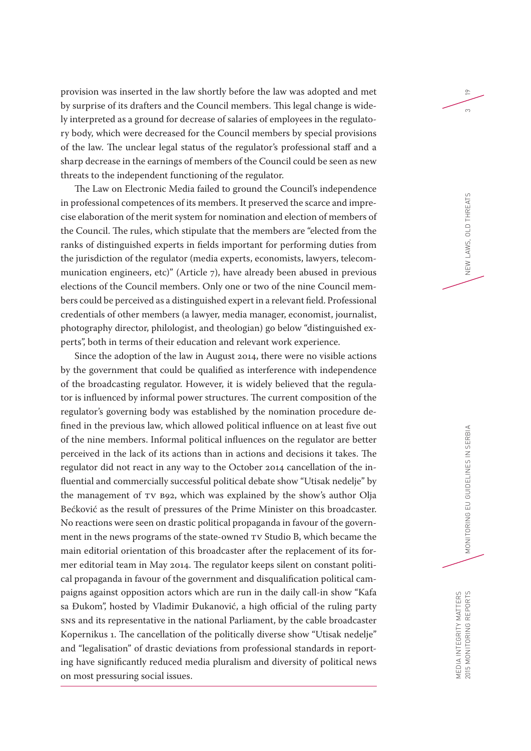provision was inserted in the law shortly before the law was adopted and met by surprise of its drafters and the Council members. This legal change is widely interpreted as a ground for decrease of salaries of employees in the regulatory body, which were decreased for the Council members by special provisions of the law. The unclear legal status of the regulator's professional staff and a sharp decrease in the earnings of members of the Council could be seen as new threats to the independent functioning of the regulator.

The Law on Electronic Media failed to ground the Council's independence in professional competences of its members. It preserved the scarce and imprecise elaboration of the merit system for nomination and election of members of the Council. The rules, which stipulate that the members are "elected from the ranks of distinguished experts in fields important for performing duties from the jurisdiction of the regulator (media experts, economists, lawyers, telecommunication engineers, etc)" (Article 7), have already been abused in previous elections of the Council members. Only one or two of the nine Council members could be perceived as a distinguished expert in a relevant field. Professional credentials of other members (a lawyer, media manager, economist, journalist, photography director, philologist, and theologian) go below "distinguished experts", both in terms of their education and relevant work experience.

Since the adoption of the law in August 2014, there were no visible actions by the government that could be qualified as interference with independence of the broadcasting regulator. However, it is widely believed that the regulator is influenced by informal power structures. The current composition of the regulator's governing body was established by the nomination procedure defined in the previous law, which allowed political influence on at least five out of the nine members. Informal political influences on the regulator are better perceived in the lack of its actions than in actions and decisions it takes. The regulator did not react in any way to the October 2014 cancellation of the influential and commercially successful political debate show "Utisak nedelje" by the management of TV B92, which was explained by the show's author Olja Bećković as the result of pressures of the Prime Minister on this broadcaster. No reactions were seen on drastic political propaganda in favour of the government in the news programs of the state-owned TV Studio B, which became the main editorial orientation of this broadcaster after the replacement of its former editorial team in May 2014. The regulator keeps silent on constant political propaganda in favour of the government and disqualification political campaigns against opposition actors which are run in the daily call-in show "Kafa sa Đukom", hosted by Vladimir Đukanović, a high official of the ruling party SNS and its representative in the national Parliament, by the cable broadcaster Kopernikus 1. The cancellation of the politically diverse show "Utisak nedelje" and "legalisation" of drastic deviations from professional standards in reporting have significantly reduced media pluralism and diversity of political news on most pressuring social issues.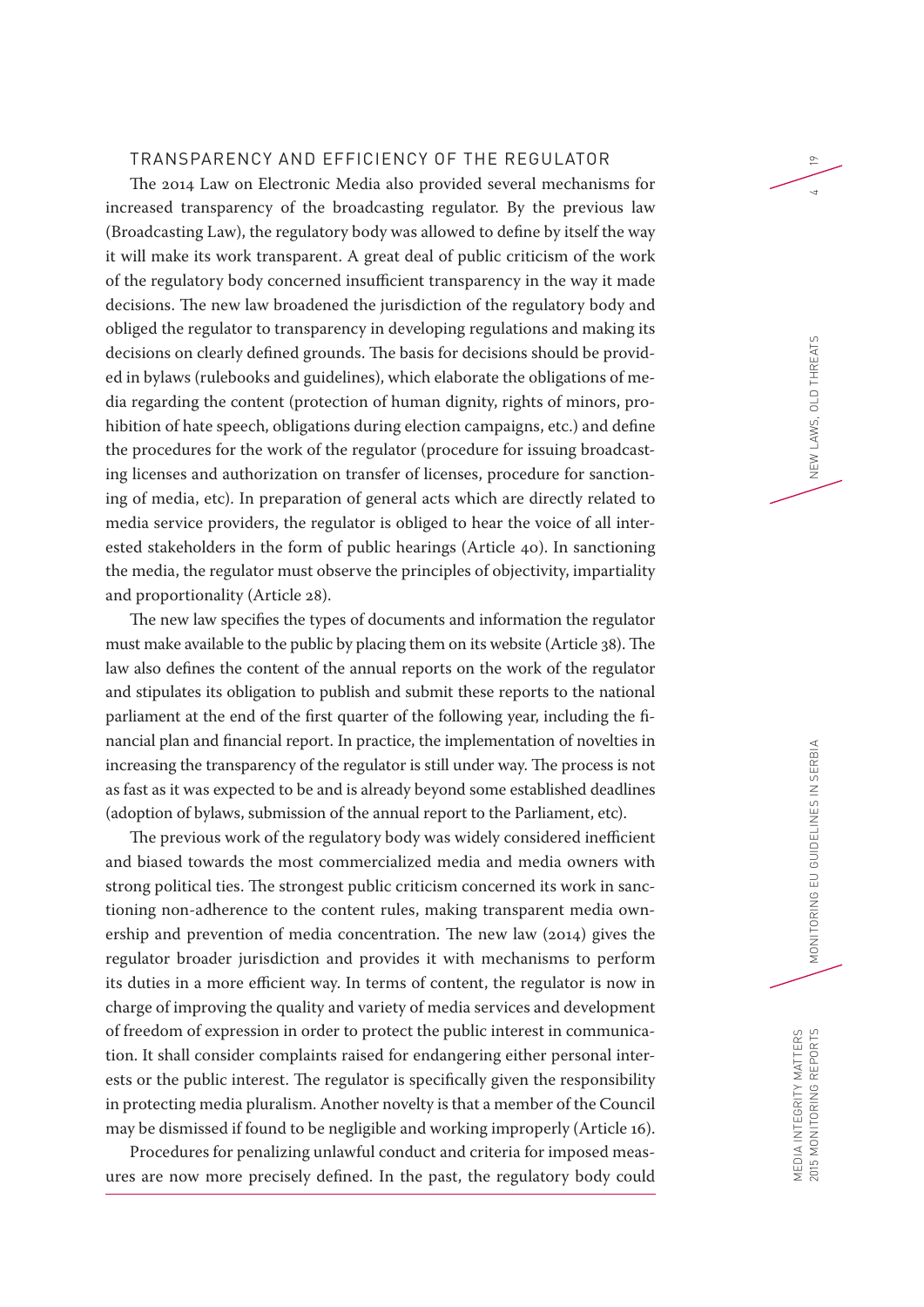## TRANSPARENCY AND EFFICIENCY OF THE REGULATOR

The 2014 Law on Electronic Media also provided several mechanisms for increased transparency of the broadcasting regulator. By the previous law (Broadcasting Law), the regulatory body was allowed to define by itself the way it will make its work transparent. A great deal of public criticism of the work of the regulatory body concerned insufficient transparency in the way it made decisions. The new law broadened the jurisdiction of the regulatory body and obliged the regulator to transparency in developing regulations and making its decisions on clearly defined grounds. The basis for decisions should be provided in bylaws (rulebooks and guidelines), which elaborate the obligations of media regarding the content (protection of human dignity, rights of minors, prohibition of hate speech, obligations during election campaigns, etc.) and define the procedures for the work of the regulator (procedure for issuing broadcasting licenses and authorization on transfer of licenses, procedure for sanctioning of media, etc). In preparation of general acts which are directly related to media service providers, the regulator is obliged to hear the voice of all interested stakeholders in the form of public hearings (Article 40). In sanctioning the media, the regulator must observe the principles of objectivity, impartiality and proportionality (Article 28).

The new law specifies the types of documents and information the regulator must make available to the public by placing them on its website (Article 38). The law also defines the content of the annual reports on the work of the regulator and stipulates its obligation to publish and submit these reports to the national parliament at the end of the first quarter of the following year, including the financial plan and financial report. In practice, the implementation of novelties in increasing the transparency of the regulator is still under way. The process is not as fast as it was expected to be and is already beyond some established deadlines (adoption of bylaws, submission of the annual report to the Parliament, etc).

The previous work of the regulatory body was widely considered inefficient and biased towards the most commercialized media and media owners with strong political ties. The strongest public criticism concerned its work in sanctioning non-adherence to the content rules, making transparent media ownership and prevention of media concentration. The new law (2014) gives the regulator broader jurisdiction and provides it with mechanisms to perform its duties in a more efficient way. In terms of content, the regulator is now in charge of improving the quality and variety of media services and development of freedom of expression in order to protect the public interest in communication. It shall consider complaints raised for endangering either personal interests or the public interest. The regulator is specifically given the responsibility in protecting media pluralism. Another novelty is that a member of the Council may be dismissed if found to be negligible and working improperly (Article 16).

Procedures for penalizing unlawful conduct and criteria for imposed measures are now more precisely defined. In the past, the regulatory body could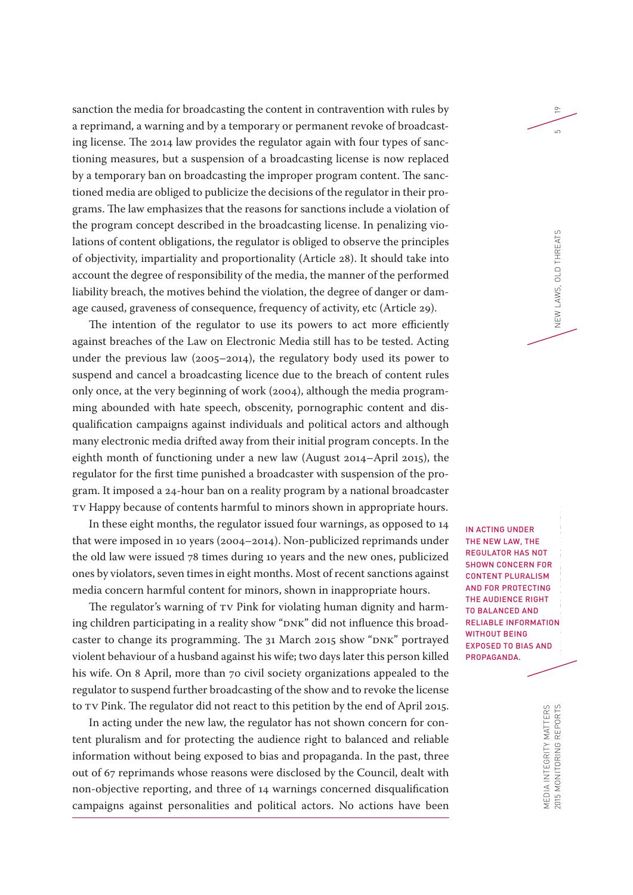sanction the media for broadcasting the content in contravention with rules by a reprimand, a warning and by a temporary or permanent revoke of broadcasting license. The 2014 law provides the regulator again with four types of sanctioning measures, but a suspension of a broadcasting license is now replaced by a temporary ban on broadcasting the improper program content. The sanctioned media are obliged to publicize the decisions of the regulator in their programs. The law emphasizes that the reasons for sanctions include a violation of the program concept described in the broadcasting license. In penalizing violations of content obligations, the regulator is obliged to observe the principles of objectivity, impartiality and proportionality (Article 28). It should take into account the degree of responsibility of the media, the manner of the performed liability breach, the motives behind the violation, the degree of danger or damage caused, graveness of consequence, frequency of activity, etc (Article 29).

The intention of the regulator to use its powers to act more efficiently against breaches of the Law on Electronic Media still has to be tested. Acting under the previous law (2005–2014), the regulatory body used its power to suspend and cancel a broadcasting licence due to the breach of content rules only once, at the very beginning of work (2004), although the media programming abounded with hate speech, obscenity, pornographic content and disqualification campaigns against individuals and political actors and although many electronic media drifted away from their initial program concepts. In the eighth month of functioning under a new law (August 2014–April 2015), the regulator for the first time punished a broadcaster with suspension of the program. It imposed a 24-hour ban on a reality program by a national broadcaster TV Happy because of contents harmful to minors shown in appropriate hours.

In these eight months, the regulator issued four warnings, as opposed to 14 that were imposed in 10 years (2004–2014). Non-publicized reprimands under the old law were issued 78 times during 10 years and the new ones, publicized ones by violators, seven times in eight months. Most of recent sanctions against media concern harmful content for minors, shown in inappropriate hours.

The regulator's warning of TV Pink for violating human dignity and harming children participating in a reality show "DNK" did not influence this broadcaster to change its programming. The 31 March 2015 show "DNK" portrayed violent behaviour of a husband against his wife; two days later this person killed his wife. On 8 April, more than 70 civil society organizations appealed to the regulator to suspend further broadcasting of the show and to revoke the license to TV Pink. The regulator did not react to this petition by the end of April 2015.

IN ACTING UNDER THE NEW LAW, THE REGULATOR HAS NOT SHOWN CONCERN FOR CONTENT PLURALISM AND FOR PROTECTING THE AUDIENCE RIGHT TO BALANCED AND RELIABLE INFORMATION WITHOUT BEING EXPOSED TO BIAS AND PROPAGANDA.

In acting under the new law, the regulator has not shown concern for content pluralism and for protecting the audience right to balanced and reliable information without being exposed to bias and propaganda. In the past, three out of 67 reprimands whose reasons were disclosed by the Council, dealt with non-objective reporting, and three of 14 warnings concerned disqualification campaigns against personalities and political actors. No actions have been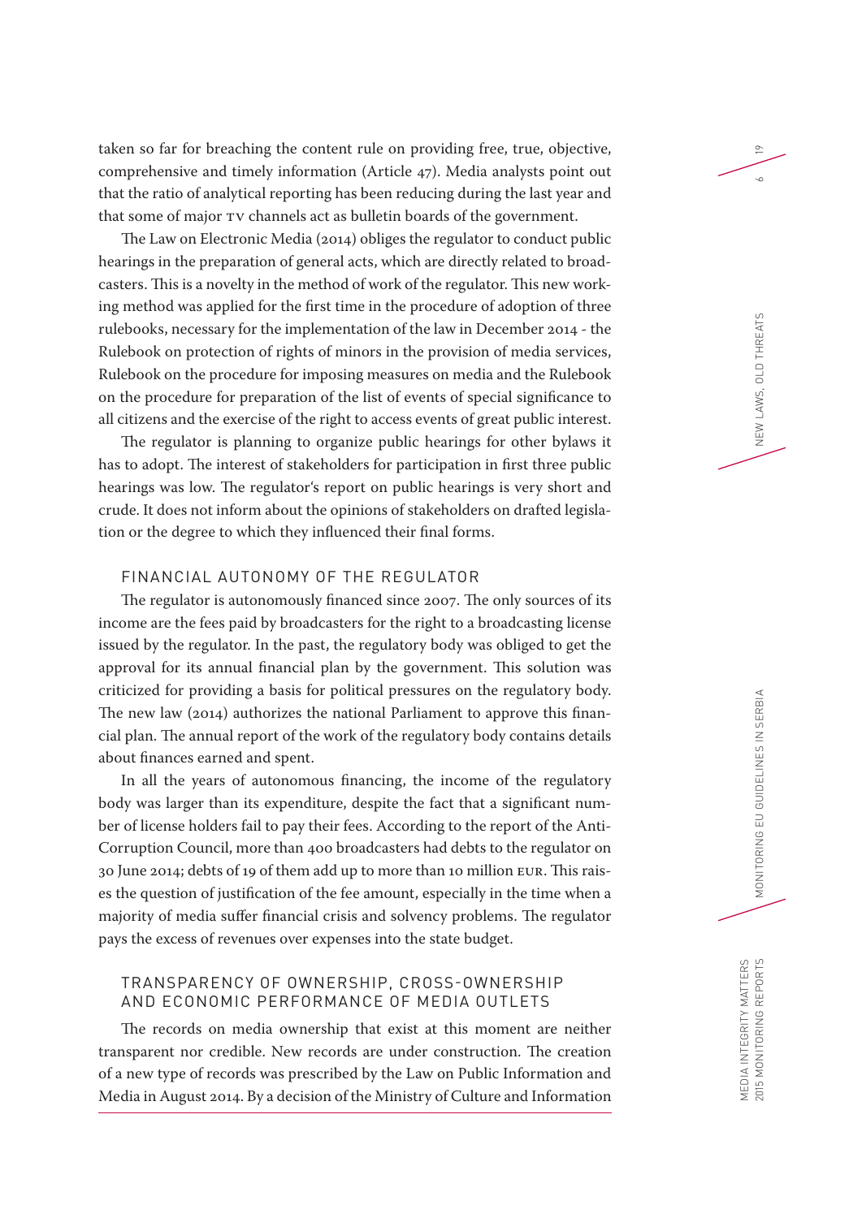taken so far for breaching the content rule on providing free, true, objective, comprehensive and timely information (Article 47). Media analysts point out that the ratio of analytical reporting has been reducing during the last year and that some of major TV channels act as bulletin boards of the government.

The Law on Electronic Media (2014) obliges the regulator to conduct public hearings in the preparation of general acts, which are directly related to broadcasters. This is a novelty in the method of work of the regulator. This new working method was applied for the first time in the procedure of adoption of three rulebooks, necessary for the implementation of the law in December 2014 - the Rulebook on protection of rights of minors in the provision of media services, Rulebook on the procedure for imposing measures on media and the Rulebook on the procedure for preparation of the list of events of special significance to all citizens and the exercise of the right to access events of great public interest.

The regulator is planning to organize public hearings for other bylaws it has to adopt. The interest of stakeholders for participation in first three public hearings was low. The regulator's report on public hearings is very short and crude. It does not inform about the opinions of stakeholders on drafted legislation or the degree to which they influenced their final forms.

### FINANCIAL AUTONOMY OF THE REGULATOR

The regulator is autonomously financed since 2007. The only sources of its income are the fees paid by broadcasters for the right to a broadcasting license issued by the regulator. In the past, the regulatory body was obliged to get the approval for its annual financial plan by the government. This solution was criticized for providing a basis for political pressures on the regulatory body. The new law (2014) authorizes the national Parliament to approve this financial plan. The annual report of the work of the regulatory body contains details about finances earned and spent.

In all the years of autonomous financing, the income of the regulatory body was larger than its expenditure, despite the fact that a significant number of license holders fail to pay their fees. According to the report of the Anti-Corruption Council, more than 400 broadcasters had debts to the regulator on 30 June 2014; debts of 19 of them add up to more than 10 million EUR. This raises the question of justification of the fee amount, especially in the time when a majority of media suffer financial crisis and solvency problems. The regulator pays the excess of revenues over expenses into the state budget.

### TRANSPARENCY OF OWNERSHIP, CROSS-OWNERSHIP AND ECONOMIC PERFORMANCE OF MEDIA OUTLETS

The records on media ownership that exist at this moment are neither transparent nor credible. New records are under construction. The creation of a new type of records was prescribed by the Law on Public Information and Media in August 2014. By a decision of the Ministry of Culture and Information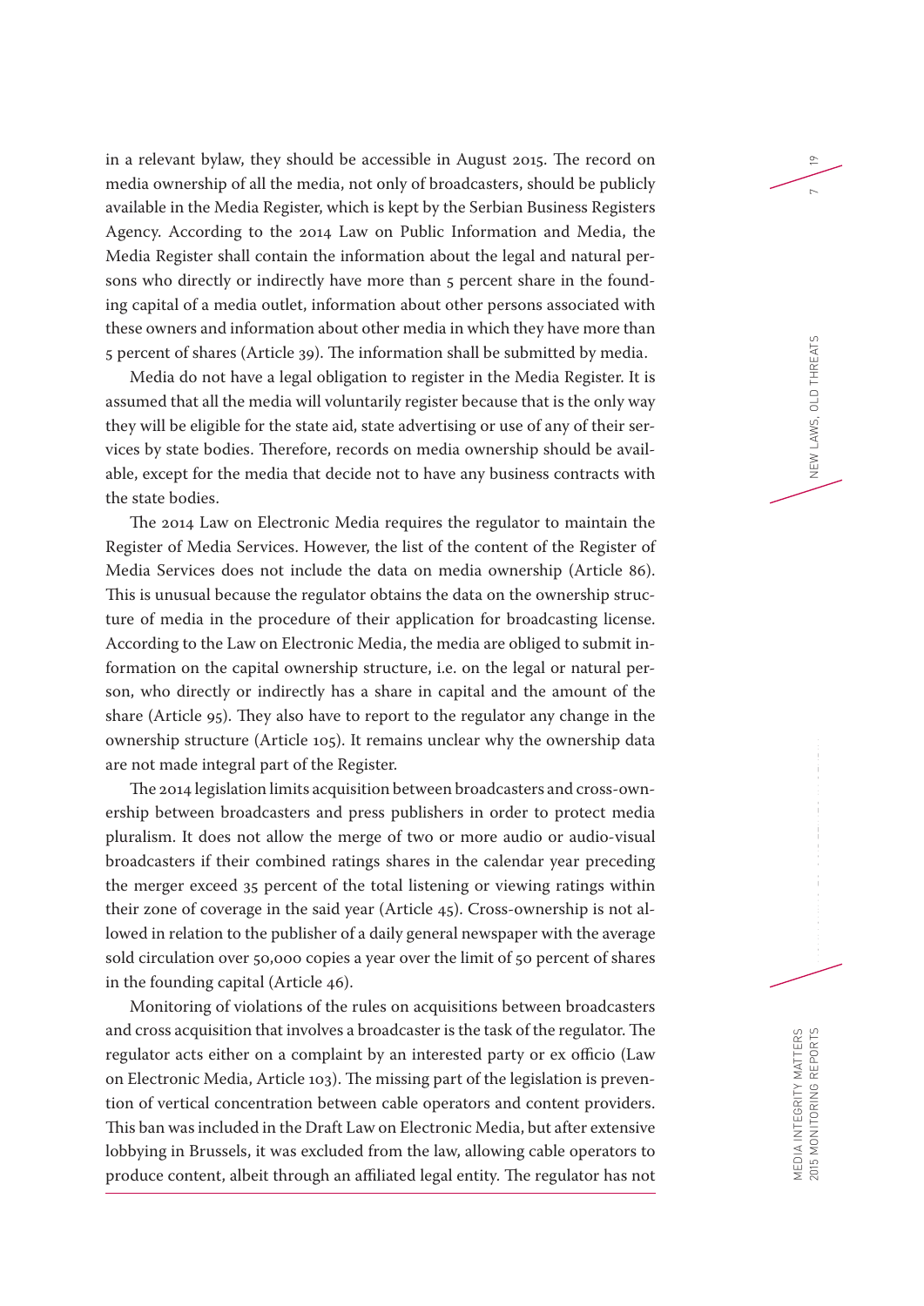in a relevant bylaw, they should be accessible in August 2015. The record on media ownership of all the media, not only of broadcasters, should be publicly available in the Media Register, which is kept by the Serbian Business Registers Agency. According to the 2014 Law on Public Information and Media, the Media Register shall contain the information about the legal and natural persons who directly or indirectly have more than 5 percent share in the founding capital of a media outlet, information about other persons associated with these owners and information about other media in which they have more than 5 percent of shares (Article 39). The information shall be submitted by media.

Media do not have a legal obligation to register in the Media Register. It is assumed that all the media will voluntarily register because that is the only way they will be eligible for the state aid, state advertising or use of any of their services by state bodies. Therefore, records on media ownership should be available, except for the media that decide not to have any business contracts with the state bodies.

The 2014 Law on Electronic Media requires the regulator to maintain the Register of Media Services. However, the list of the content of the Register of Media Services does not include the data on media ownership (Article 86). This is unusual because the regulator obtains the data on the ownership structure of media in the procedure of their application for broadcasting license. According to the Law on Electronic Media, the media are obliged to submit information on the capital ownership structure, i.e. on the legal or natural person, who directly or indirectly has a share in capital and the amount of the share (Article 95). They also have to report to the regulator any change in the ownership structure (Article 105). It remains unclear why the ownership data are not made integral part of the Register.

The 2014 legislation limits acquisition between broadcasters and cross-ownership between broadcasters and press publishers in order to protect media pluralism. It does not allow the merge of two or more audio or audio-visual broadcasters if their combined ratings shares in the calendar year preceding the merger exceed 35 percent of the total listening or viewing ratings within their zone of coverage in the said year (Article 45). Cross-ownership is not allowed in relation to the publisher of a daily general newspaper with the average sold circulation over 50,000 copies a year over the limit of 50 percent of shares in the founding capital (Article 46).

Monitoring of violations of the rules on acquisitions between broadcasters and cross acquisition that involves a broadcaster is the task of the regulator. The regulator acts either on a complaint by an interested party or ex officio (Law on Electronic Media, Article 103). The missing part of the legislation is prevention of vertical concentration between cable operators and content providers. This ban was included in the Draft Law on Electronic Media, but after extensive lobbying in Brussels, it was excluded from the law, allowing cable operators to produce content, albeit through an affiliated legal entity. The regulator has not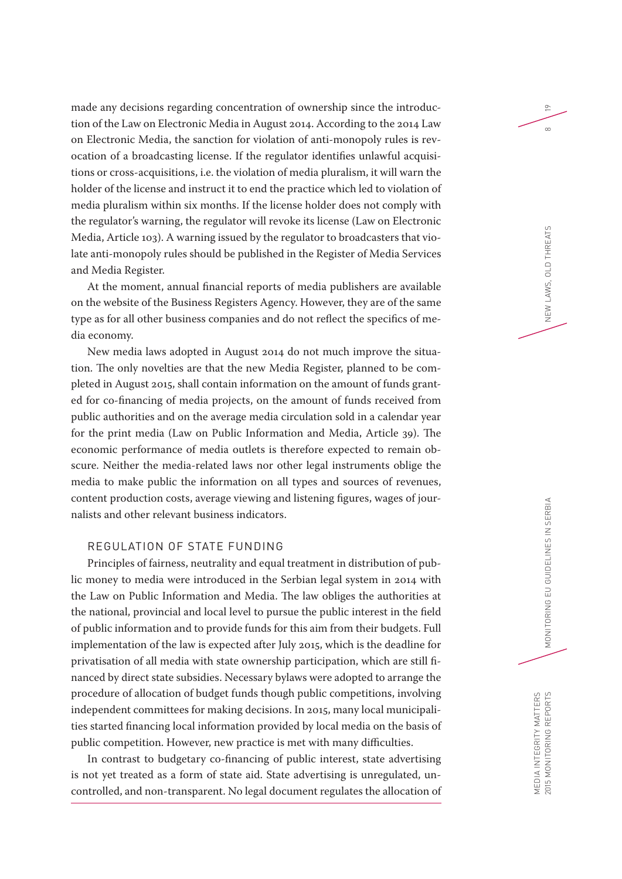made any decisions regarding concentration of ownership since the introduction of the Law on Electronic Media in August 2014. According to the 2014 Law on Electronic Media, the sanction for violation of anti-monopoly rules is revocation of a broadcasting license. If the regulator identifies unlawful acquisitions or cross-acquisitions, i.e. the violation of media pluralism, it will warn the holder of the license and instruct it to end the practice which led to violation of media pluralism within six months. If the license holder does not comply with the regulator's warning, the regulator will revoke its license (Law on Electronic Media, Article 103). A warning issued by the regulator to broadcasters that violate anti-monopoly rules should be published in the Register of Media Services and Media Register.

At the moment, annual financial reports of media publishers are available on the website of the Business Registers Agency. However, they are of the same type as for all other business companies and do not reflect the specifics of media economy.

New media laws adopted in August 2014 do not much improve the situation. The only novelties are that the new Media Register, planned to be completed in August 2015, shall contain information on the amount of funds granted for co-financing of media projects, on the amount of funds received from public authorities and on the average media circulation sold in a calendar year for the print media (Law on Public Information and Media, Article 39). The economic performance of media outlets is therefore expected to remain obscure. Neither the media-related laws nor other legal instruments oblige the media to make public the information on all types and sources of revenues, content production costs, average viewing and listening figures, wages of journalists and other relevant business indicators.

### REGULATION OF STATE FUNDING

Principles of fairness, neutrality and equal treatment in distribution of public money to media were introduced in the Serbian legal system in 2014 with the Law on Public Information and Media. The law obliges the authorities at the national, provincial and local level to pursue the public interest in the field of public information and to provide funds for this aim from their budgets. Full implementation of the law is expected after July 2015, which is the deadline for privatisation of all media with state ownership participation, which are still financed by direct state subsidies. Necessary bylaws were adopted to arrange the procedure of allocation of budget funds though public competitions, involving independent committees for making decisions. In 2015, many local municipalities started financing local information provided by local media on the basis of public competition. However, new practice is met with many difficulties.

In contrast to budgetary co-financing of public interest, state advertising is not yet treated as a form of state aid. State advertising is unregulated, uncontrolled, and non-transparent. No legal document regulates the allocation of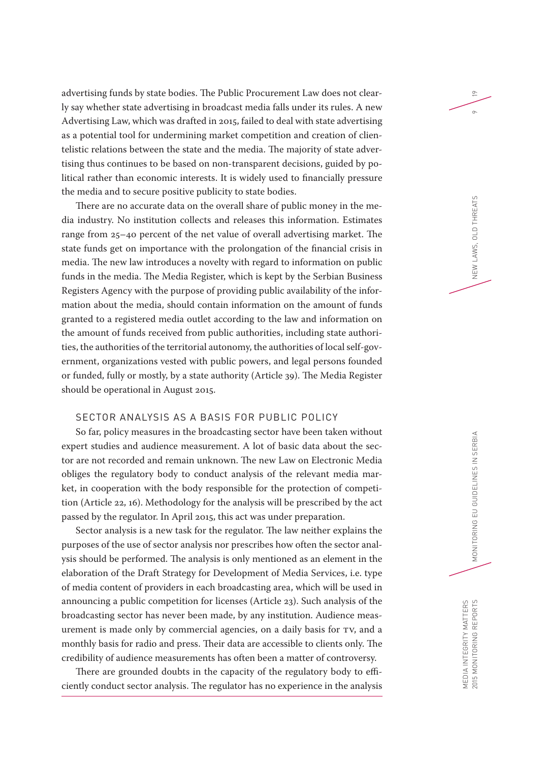advertising funds by state bodies. The Public Procurement Law does not clearly say whether state advertising in broadcast media falls under its rules. A new Advertising Law, which was drafted in 2015, failed to deal with state advertising as a potential tool for undermining market competition and creation of clientelistic relations between the state and the media. The majority of state advertising thus continues to be based on non-transparent decisions, guided by political rather than economic interests. It is widely used to financially pressure the media and to secure positive publicity to state bodies.

There are no accurate data on the overall share of public money in the media industry. No institution collects and releases this information. Estimates range from 25–40 percent of the net value of overall advertising market. The state funds get on importance with the prolongation of the financial crisis in media. The new law introduces a novelty with regard to information on public funds in the media. The Media Register, which is kept by the Serbian Business Registers Agency with the purpose of providing public availability of the information about the media, should contain information on the amount of funds granted to a registered media outlet according to the law and information on the amount of funds received from public authorities, including state authorities, the authorities of the territorial autonomy, the authorities of local self-government, organizations vested with public powers, and legal persons founded or funded, fully or mostly, by a state authority (Article 39). The Media Register should be operational in August 2015.

## SECTOR ANALYSIS AS A BASIS FOR PUBLIC POLICY

So far, policy measures in the broadcasting sector have been taken without expert studies and audience measurement. A lot of basic data about the sector are not recorded and remain unknown. The new Law on Electronic Media obliges the regulatory body to conduct analysis of the relevant media market, in cooperation with the body responsible for the protection of competition (Article 22, 16). Methodology for the analysis will be prescribed by the act passed by the regulator. In April 2015, this act was under preparation.

Sector analysis is a new task for the regulator. The law neither explains the purposes of the use of sector analysis nor prescribes how often the sector analysis should be performed. The analysis is only mentioned as an element in the elaboration of the Draft Strategy for Development of Media Services, i.e. type of media content of providers in each broadcasting area, which will be used in announcing a public competition for licenses (Article 23). Such analysis of the broadcasting sector has never been made, by any institution. Audience measurement is made only by commercial agencies, on a daily basis for TV, and a monthly basis for radio and press. Their data are accessible to clients only. The credibility of audience measurements has often been a matter of controversy.

There are grounded doubts in the capacity of the regulatory body to efficiently conduct sector analysis. The regulator has no experience in the analysis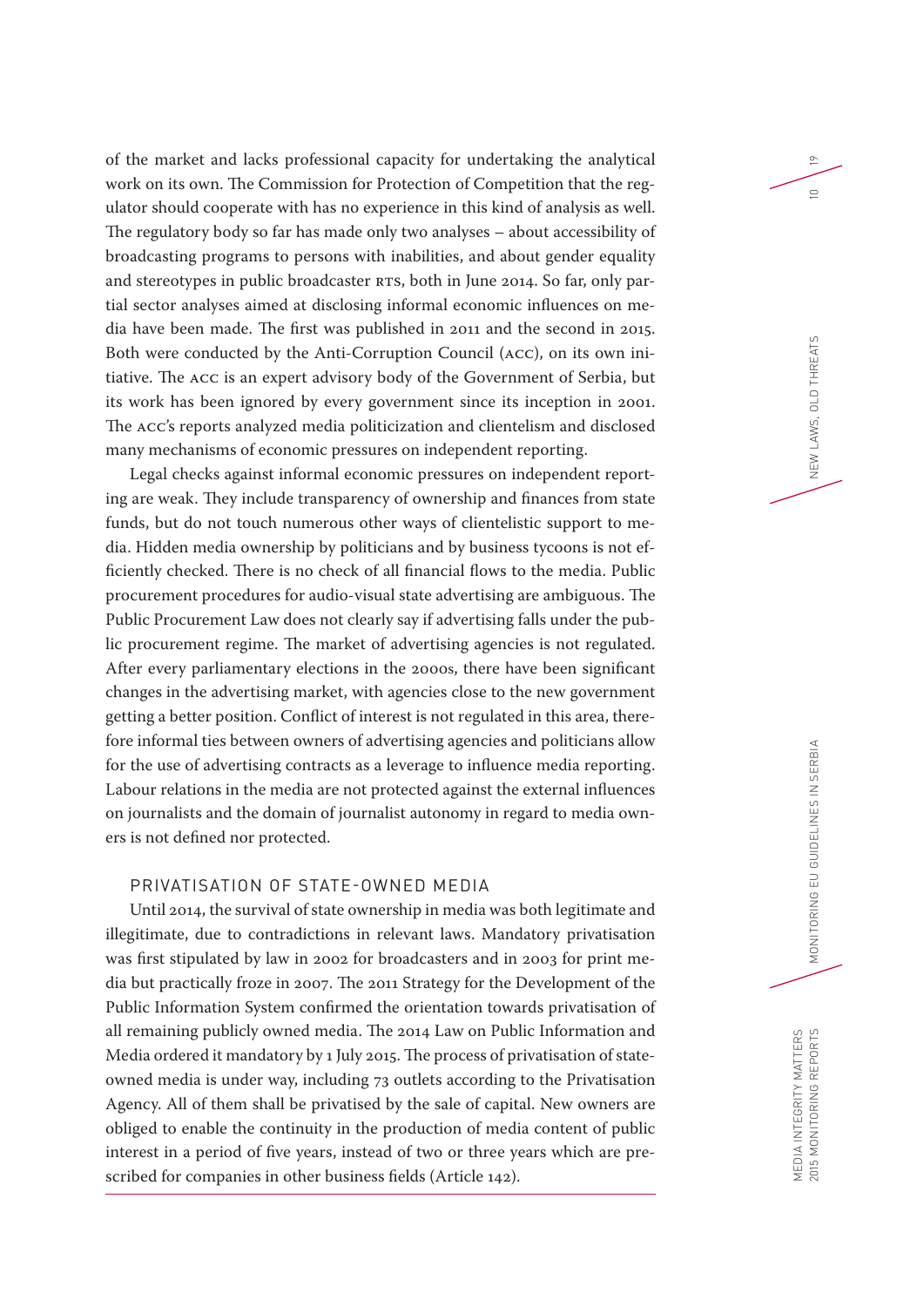of the market and lacks professional capacity for undertaking the analytical work on its own. The Commission for Protection of Competition that the regulator should cooperate with has no experience in this kind of analysis as well. The regulatory body so far has made only two analyses – about accessibility of broadcasting programs to persons with inabilities, and about gender equality and stereotypes in public broadcaster RTS, both in June 2014. So far, only partial sector analyses aimed at disclosing informal economic influences on media have been made. The first was published in 2011 and the second in 2015. Both were conducted by the Anti-Corruption Council (ACC), on its own initiative. The ACC is an expert advisory body of the Government of Serbia, but its work has been ignored by every government since its inception in 2001. The ACC's reports analyzed media politicization and clientelism and disclosed many mechanisms of economic pressures on independent reporting.

Legal checks against informal economic pressures on independent reporting are weak. They include transparency of ownership and finances from state funds, but do not touch numerous other ways of clientelistic support to media. Hidden media ownership by politicians and by business tycoons is not efficiently checked. There is no check of all financial flows to the media. Public procurement procedures for audio-visual state advertising are ambiguous. The Public Procurement Law does not clearly say if advertising falls under the public procurement regime. The market of advertising agencies is not regulated. After every parliamentary elections in the 2000s, there have been significant changes in the advertising market, with agencies close to the new government getting a better position. Conflict of interest is not regulated in this area, therefore informal ties between owners of advertising agencies and politicians allow for the use of advertising contracts as a leverage to influence media reporting. Labour relations in the media are not protected against the external influences on journalists and the domain of journalist autonomy in regard to media owners is not defined nor protected.

## PRIVATISATION OF STATE-OWNED MEDIA

Until 2014, the survival of state ownership in media was both legitimate and illegitimate, due to contradictions in relevant laws. Mandatory privatisation was first stipulated by law in 2002 for broadcasters and in 2003 for print media but practically froze in 2007. The 2011 Strategy for the Development of the Public Information System confirmed the orientation towards privatisation of all remaining publicly owned media. The 2014 Law on Public Information and Media ordered it mandatory by 1 July 2015. The process of privatisation of state-owned media is under way, including 73 outlets according to the Privatisation Agency. All of them shall be privatised by the sale of capital. New owners are obliged to enable the continuity in the production of media content of public interest in a period of five years, instead of two or three years which are prescribed for companies in other business fields (Article 142).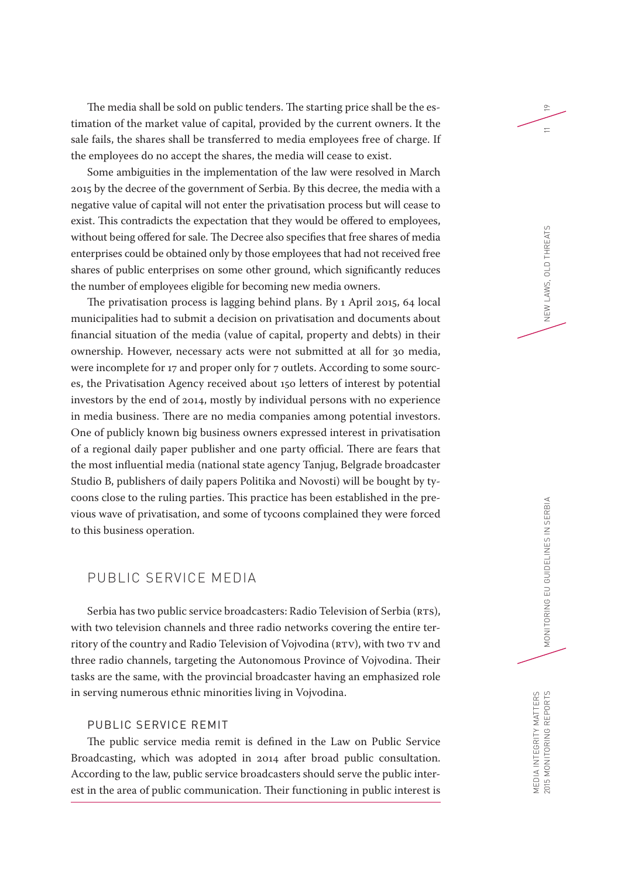The media shall be sold on public tenders. The starting price shall be the estimation of the market value of capital, provided by the current owners. It the sale fails, the shares shall be transferred to media employees free of charge. If the employees do no accept the shares, the media will cease to exist.

Some ambiguities in the implementation of the law were resolved in March 2015 by the decree of the government of Serbia. By this decree, the media with a negative value of capital will not enter the privatisation process but will cease to exist. This contradicts the expectation that they would be offered to employees, without being offered for sale. The Decree also specifies that free shares of media enterprises could be obtained only by those employees that had not received free shares of public enterprises on some other ground, which significantly reduces the number of employees eligible for becoming new media owners.

The privatisation process is lagging behind plans. By 1 April 2015, 64 local municipalities had to submit a decision on privatisation and documents about financial situation of the media (value of capital, property and debts) in their ownership. However, necessary acts were not submitted at all for 30 media, were incomplete for 17 and proper only for 7 outlets. According to some sources, the Privatisation Agency received about 150 letters of interest by potential investors by the end of 2014, mostly by individual persons with no experience in media business. There are no media companies among potential investors. One of publicly known big business owners expressed interest in privatisation of a regional daily paper publisher and one party official. There are fears that the most influential media (national state agency Tanjug, Belgrade broadcaster Studio B, publishers of daily papers Politika and Novosti) will be bought by tycoons close to the ruling parties. This practice has been established in the previous wave of privatisation, and some of tycoons complained they were forced to this business operation.

## PUBLIC SERVICE MEDIA

Serbia has two public service broadcasters: Radio Television of Serbia (RTS), with two television channels and three radio networks covering the entire territory of the country and Radio Television of Vojvodina (RTV), with two TV and three radio channels, targeting the Autonomous Province of Vojvodina. Their tasks are the same, with the provincial broadcaster having an emphasized role in serving numerous ethnic minorities living in Vojvodina.

### PUBLIC SERVICE REMIT

The public service media remit is defined in the Law on Public Service Broadcasting, which was adopted in 2014 after broad public consultation. According to the law, public service broadcasters should serve the public interest in the area of public communication. Their functioning in public interest is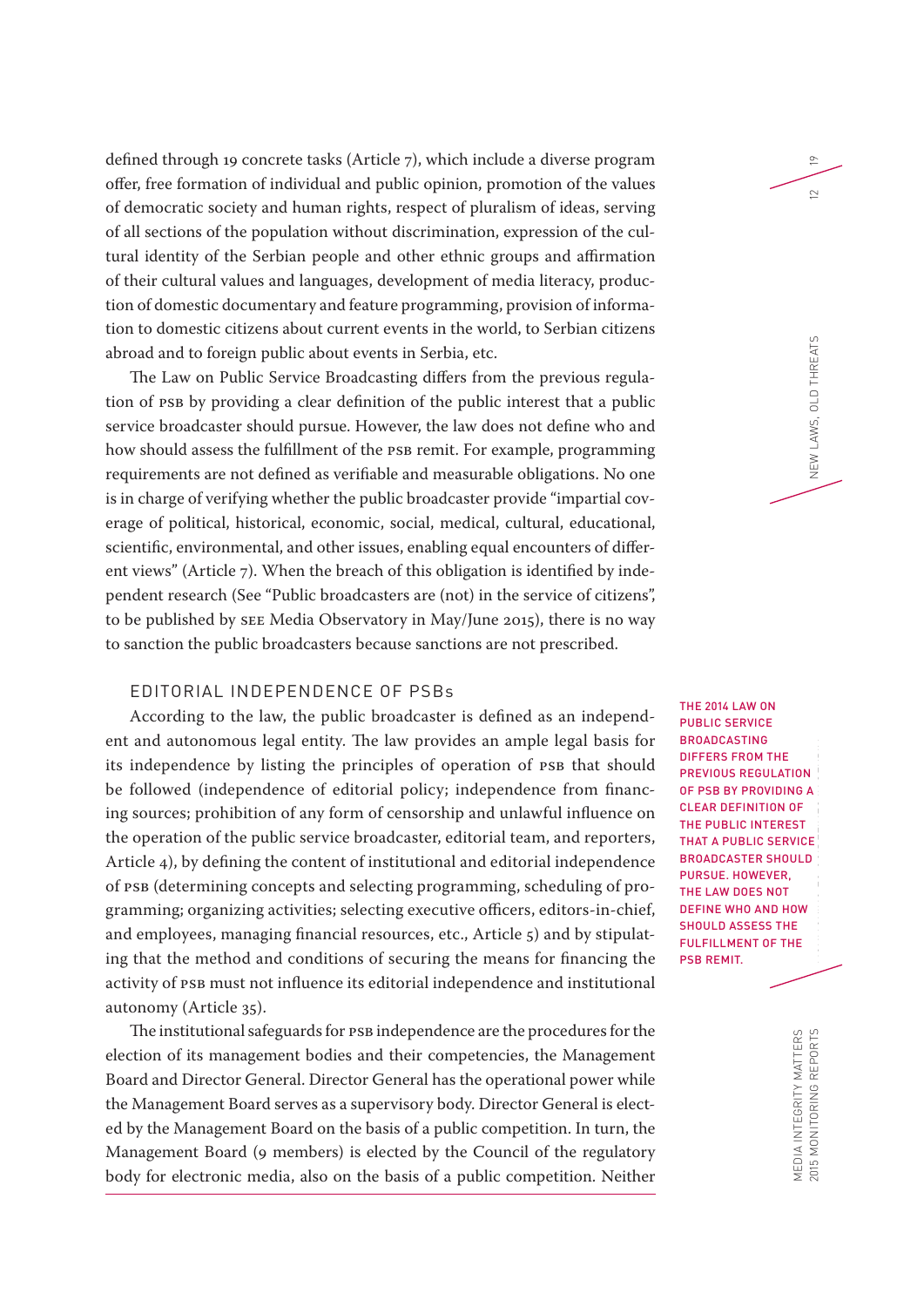defined through 19 concrete tasks (Article 7), which include a diverse program offer, free formation of individual and public opinion, promotion of the values of democratic society and human rights, respect of pluralism of ideas, serving of all sections of the population without discrimination, expression of the cultural identity of the Serbian people and other ethnic groups and affirmation of their cultural values and languages, development of media literacy, production of domestic documentary and feature programming, provision of information to domestic citizens about current events in the world, to Serbian citizens abroad and to foreign public about events in Serbia, etc.

The Law on Public Service Broadcasting differs from the previous regulation of PSB by providing a clear definition of the public interest that a public service broadcaster should pursue. However, the law does not define who and how should assess the fulfillment of the PSB remit. For example, programming requirements are not defined as verifiable and measurable obligations. No one is in charge of verifying whether the public broadcaster provide "impartial coverage of political, historical, economic, social, medical, cultural, educational, scientific, environmental, and other issues, enabling equal encounters of different views" (Article 7). When the breach of this obligation is identified by independent research (See "Public broadcasters are (not) in the service of citizens", to be published by SEE Media Observatory in May/June 2015), there is no way to sanction the public broadcasters because sanctions are not prescribed.

THE 2014 LAW ON PUBLIC SERVICE BROADCASTING DIFFERS FROM THE PREVIOUS REGULATION OF PSB BY PROVIDING A CLEAR DEFINITION OF THE PUBLIC INTEREST THAT A PUBLIC SERVICE BROADCASTER SHOULD PURSUE. HOWEVER, THE LAW DOES NOT DEFINE WHO AND HOW SHOULD ASSESS THE FULFILLMENT OF THE PSB REMIT.

## EDITORIAL INDEPENDENCE OF PSBs

According to the law, the public broadcaster is defined as an independent and autonomous legal entity. The law provides an ample legal basis for its independence by listing the principles of operation of PSB that should be followed (independence of editorial policy; independence from financing sources; prohibition of any form of censorship and unlawful influence on the operation of the public service broadcaster, editorial team, and reporters, Article 4), by defining the content of institutional and editorial independence of PSB (determining concepts and selecting programming, scheduling of programming; organizing activities; selecting executive officers, editors-in-chief, and employees, managing financial resources, etc., Article 5) and by stipulating that the method and conditions of securing the means for financing the activity of PSB must not influence its editorial independence and institutional autonomy (Article 35).

The institutional safeguards for PSB independence are the procedures for the election of its management bodies and their competencies, the Management Board and Director General. Director General has the operational power while the Management Board serves as a supervisory body. Director General is elected by the Management Board on the basis of a public competition. In turn, the Management Board (9 members) is elected by the Council of the regulatory body for electronic media, also on the basis of a public competition. Neither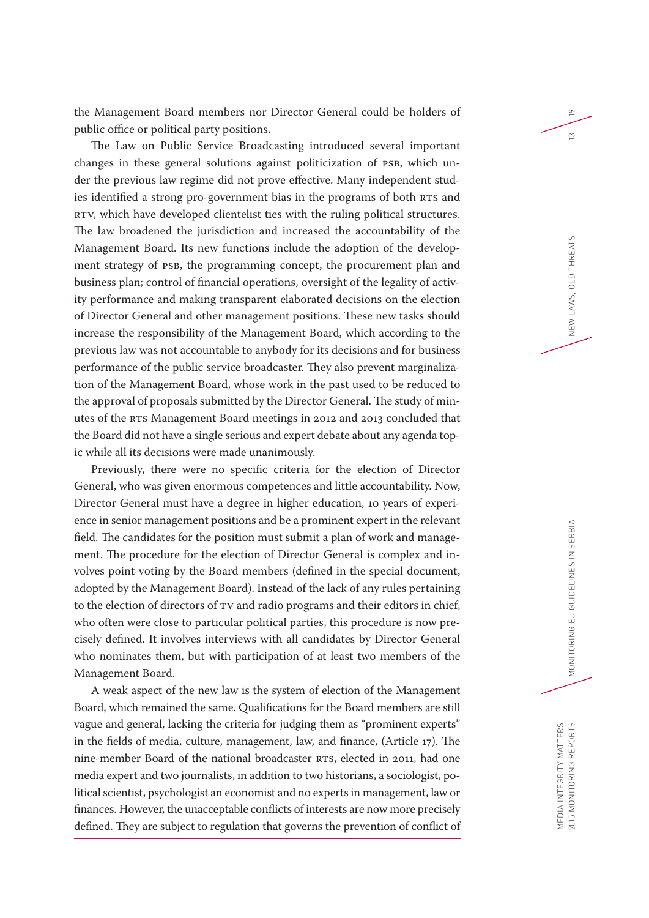the Management Board members nor Director General could be holders of public office or political party positions.

The Law on Public Service Broadcasting introduced several important changes in these general solutions against politicization of PSB, which under the previous law regime did not prove effective. Many independent studies identified a strong pro-government bias in the programs of both RTS and RTV, which have developed clientelist ties with the ruling political structures. The law broadened the jurisdiction and increased the accountability of the Management Board. Its new functions include the adoption of the development strategy of PSB, the programming concept, the procurement plan and business plan; control of financial operations, oversight of the legality of activity performance and making transparent elaborated decisions on the election of Director General and other management positions. These new tasks should increase the responsibility of the Management Board, which according to the previous law was not accountable to anybody for its decisions and for business performance of the public service broadcaster. They also prevent marginalization of the Management Board, whose work in the past used to be reduced to the approval of proposals submitted by the Director General. The study of minutes of the RTS Management Board meetings in 2012 and 2013 concluded that the Board did not have a single serious and expert debate about any agenda topic while all its decisions were made unanimously.

Previously, there were no specific criteria for the election of Director General, who was given enormous competences and little accountability. Now, Director General must have a degree in higher education, 10 years of experience in senior management positions and be a prominent expert in the relevant field. The candidates for the position must submit a plan of work and management. The procedure for the election of Director General is complex and involves point-voting by the Board members (defined in the special document, adopted by the Management Board). Instead of the lack of any rules pertaining to the election of directors of TV and radio programs and their editors in chief, who often were close to particular political parties, this procedure is now precisely defined. It involves interviews with all candidates by Director General who nominates them, but with participation of at least two members of the Management Board.

A weak aspect of the new law is the system of election of the Management Board, which remained the same. Qualifications for the Board members are still vague and general, lacking the criteria for judging them as "prominent experts" in the fields of media, culture, management, law, and finance, (Article 17). The nine-member Board of the national broadcaster RTS, elected in 2011, had one media expert and two journalists, in addition to two historians, a sociologist, political scientist, psychologist an economist and no experts in management, law or finances. However, the unacceptable conflicts of interests are now more precisely defined. They are subject to regulation that governs the prevention of conflict of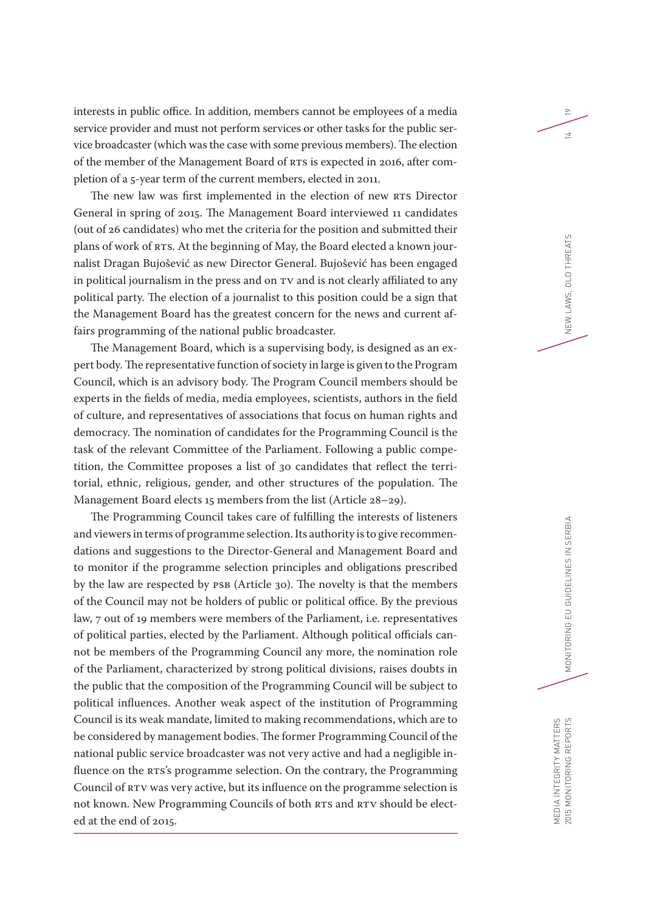interests in public office. In addition, members cannot be employees of a media service provider and must not perform services or other tasks for the public service broadcaster (which was the case with some previous members). The election of the member of the Management Board of RTS is expected in 2016, after completion of a 5-year term of the current members, elected in 2011.

The new law was first implemented in the election of new RTS Director General in spring of 2015. The Management Board interviewed 11 candidates (out of 26 candidates) who met the criteria for the position and submitted their plans of work of RTS. At the beginning of May, the Board elected a known journalist Dragan Bujošević as new Director General. Bujošević has been engaged in political journalism in the press and on TV and is not clearly affiliated to any political party. The election of a journalist to this position could be a sign that the Management Board has the greatest concern for the news and current affairs programming of the national public broadcaster.

The Management Board, which is a supervising body, is designed as an expert body. The representative function of society in large is given to the Program Council, which is an advisory body. The Program Council members should be experts in the fields of media, media employees, scientists, authors in the field of culture, and representatives of associations that focus on human rights and democracy. The nomination of candidates for the Programming Council is the task of the relevant Committee of the Parliament. Following a public competition, the Committee proposes a list of 30 candidates that reflect the territorial, ethnic, religious, gender, and other structures of the population. The Management Board elects 15 members from the list (Article 28–29).

The Programming Council takes care of fulfilling the interests of listeners and viewers in terms of programme selection. Its authority is to give recommendations and suggestions to the Director-General and Management Board and to monitor if the programme selection principles and obligations prescribed by the law are respected by PSB (Article 30). The novelty is that the members of the Council may not be holders of public or political office. By the previous law, 7 out of 19 members were members of the Parliament, i.e. representatives of political parties, elected by the Parliament. Although political officials cannot be members of the Programming Council any more, the nomination role of the Parliament, characterized by strong political divisions, raises doubts in the public that the composition of the Programming Council will be subject to political influences. Another weak aspect of the institution of Programming Council is its weak mandate, limited to making recommendations, which are to be considered by management bodies. The former Programming Council of the national public service broadcaster was not very active and had a negligible influence on the RTS's programme selection. On the contrary, the Programming Council of RTV was very active, but its influence on the programme selection is not known. New Programming Councils of both RTS and RTV should be elected at the end of 2015.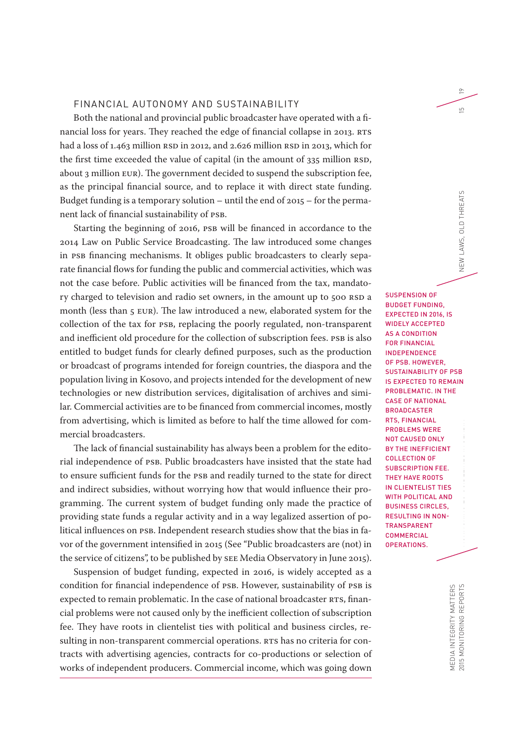## FINANCIAL AUTONOMY AND SUSTAINABILITY

Both the national and provincial public broadcaster have operated with a financial loss for years. They reached the edge of financial collapse in 2013. RTS had a loss of 1.463 million RSD in 2012, and 2.626 million RSD in 2013, which for the first time exceeded the value of capital (in the amount of 335 million RSD, about 3 million EUR). The government decided to suspend the subscription fee, as the principal financial source, and to replace it with direct state funding. Budget funding is a temporary solution – until the end of 2015 – for the permanent lack of financial sustainability of PSB.

Starting the beginning of 2016, PSB will be financed in accordance to the 2014 Law on Public Service Broadcasting. The law introduced some changes in PSB financing mechanisms. It obliges public broadcasters to clearly separate financial flows for funding the public and commercial activities, which was not the case before. Public activities will be financed from the tax, mandatory charged to television and radio set owners, in the amount up to 500 RSD a month (less than 5 EUR). The law introduced a new, elaborated system for the collection of the tax for PSB, replacing the poorly regulated, non-transparent and inefficient old procedure for the collection of subscription fees. PSB is also entitled to budget funds for clearly defined purposes, such as the production or broadcast of programs intended for foreign countries, the diaspora and the population living in Kosovo, and projects intended for the development of new technologies or new distribution services, digitalisation of archives and similar. Commercial activities are to be financed from commercial incomes, mostly from advertising, which is limited as before to half the time allowed for commercial broadcasters.

The lack of financial sustainability has always been a problem for the editorial independence of PSB. Public broadcasters have insisted that the state had to ensure sufficient funds for the PSB and readily turned to the state for direct and indirect subsidies, without worrying how that would influence their programming. The current system of budget funding only made the practice of providing state funds a regular activity and in a way legalized assertion of political influences on PSB. Independent research studies show that the bias in favor of the government intensified in 2015 (See "Public broadcasters are (not) in the service of citizens", to be published by SEE Media Observatory in June 2015).

Suspension of budget funding, expected in 2016, is widely accepted as a condition for financial independence of PSB. However, sustainability of PSB is expected to remain problematic. In the case of national broadcaster RTS, financial problems were not caused only by the inefficient collection of subscription fee. They have roots in clientelist ties with political and business circles, resulting in non-transparent commercial operations. RTS has no criteria for contracts with advertising agencies, contracts for co-productions or selection of works of independent producers. Commercial income, which was going down

> SUSPENSION OF BUDGET FUNDING, EXPECTED IN 2016, IS WIDELY ACCEPTED AS A CONDITION FOR FINANCIAL INDEPENDENCE OF PSB. HOWEVER, SUSTAINABILITY OF PSB IS EXPECTED TO REMAIN PROBLEMATIC. IN THE CASE OF NATIONAL BROADCASTER RTS, FINANCIAL PROBLEMS WERE NOT CAUSED ONLY BY THE INEFFICIENT COLLECTION OF SUBSCRIPTION FEE. THEY HAVE ROOTS IN CLIENTELIST TIES WITH POLITICAL AND BUSINESS CIRCLES, RESULTING IN NON-TRANSPARENT COMMERCIAL OPERATIONS.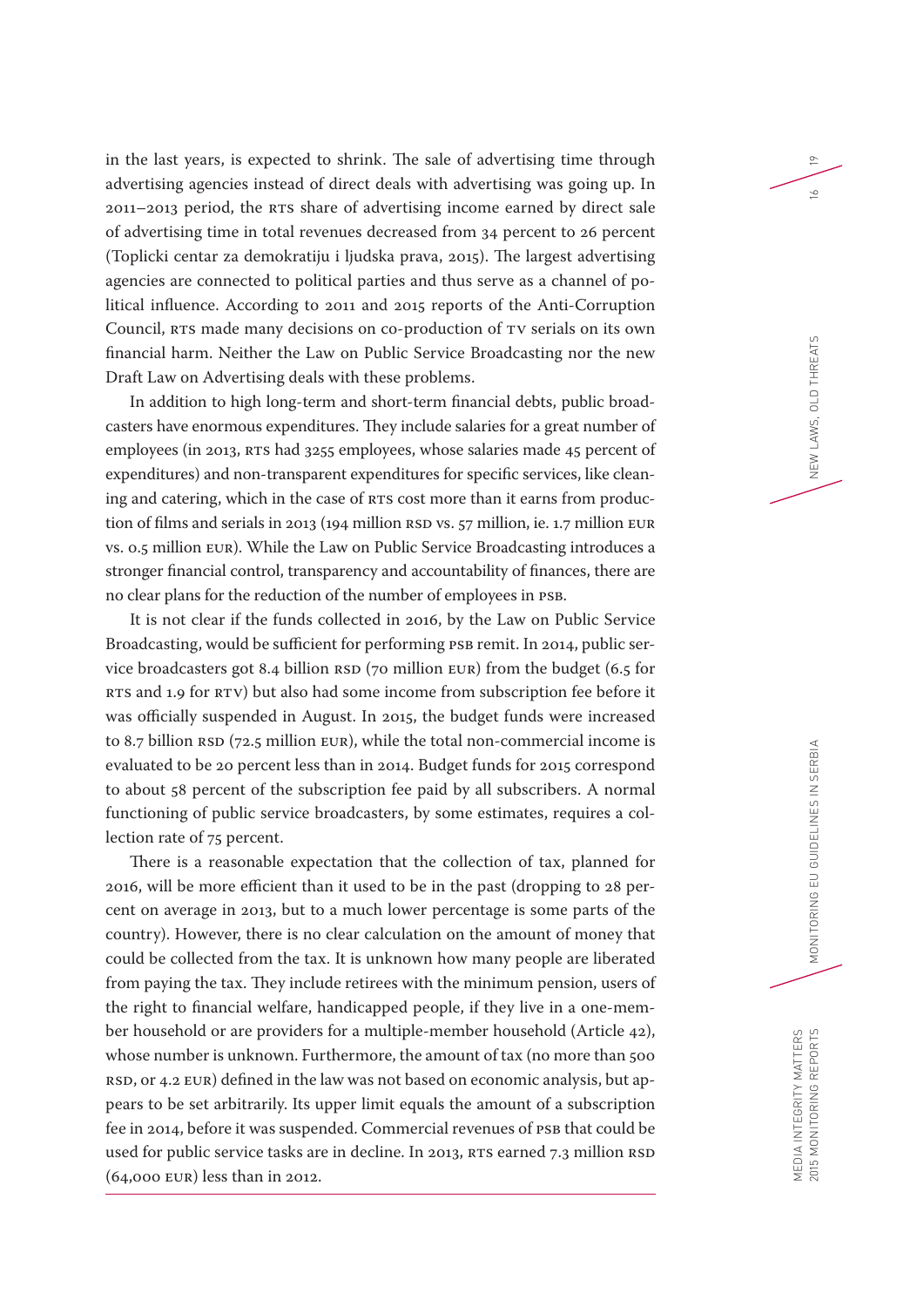in the last years, is expected to shrink. The sale of advertising time through advertising agencies instead of direct deals with advertising was going up. In 2011–2013 period, the RTS share of advertising income earned by direct sale of advertising time in total revenues decreased from 34 percent to 26 percent (Toplicki centar za demokratiju i ljudska prava, 2015). The largest advertising agencies are connected to political parties and thus serve as a channel of political influence. According to 2011 and 2015 reports of the Anti-Corruption Council, RTS made many decisions on co-production of TV serials on its own financial harm. Neither the Law on Public Service Broadcasting nor the new Draft Law on Advertising deals with these problems.

In addition to high long-term and short-term financial debts, public broadcasters have enormous expenditures. They include salaries for a great number of employees (in 2013, RTS had 3255 employees, whose salaries made 45 percent of expenditures) and non-transparent expenditures for specific services, like cleaning and catering, which in the case of RTS cost more than it earns from production of films and serials in 2013 (194 million RSD vs. 57 million, ie. 1.7 million EUR vs. 0.5 million EUR). While the Law on Public Service Broadcasting introduces a stronger financial control, transparency and accountability of finances, there are no clear plans for the reduction of the number of employees in PSB.

It is not clear if the funds collected in 2016, by the Law on Public Service Broadcasting, would be sufficient for performing PSB remit. In 2014, public service broadcasters got 8.4 billion RSD (70 million EUR) from the budget (6.5 for RTS and 1.9 for RTV) but also had some income from subscription fee before it was officially suspended in August. In 2015, the budget funds were increased to 8.7 billion RSD (72.5 million EUR), while the total non-commercial income is evaluated to be 20 percent less than in 2014. Budget funds for 2015 correspond to about 58 percent of the subscription fee paid by all subscribers. A normal functioning of public service broadcasters, by some estimates, requires a collection rate of 75 percent.

There is a reasonable expectation that the collection of tax, planned for 2016, will be more efficient than it used to be in the past (dropping to 28 percent on average in 2013, but to a much lower percentage is some parts of the country). However, there is no clear calculation on the amount of money that could be collected from the tax. It is unknown how many people are liberated from paying the tax. They include retirees with the minimum pension, users of the right to financial welfare, handicapped people, if they live in a one-member household or are providers for a multiple-member household (Article 42), whose number is unknown. Furthermore, the amount of tax (no more than 500 RSD, or 4.2 EUR) defined in the law was not based on economic analysis, but appears to be set arbitrarily. Its upper limit equals the amount of a subscription fee in 2014, before it was suspended. Commercial revenues of PSB that could be used for public service tasks are in decline. In 2013, RTS earned 7.3 million RSD (64,000 EUR) less than in 2012.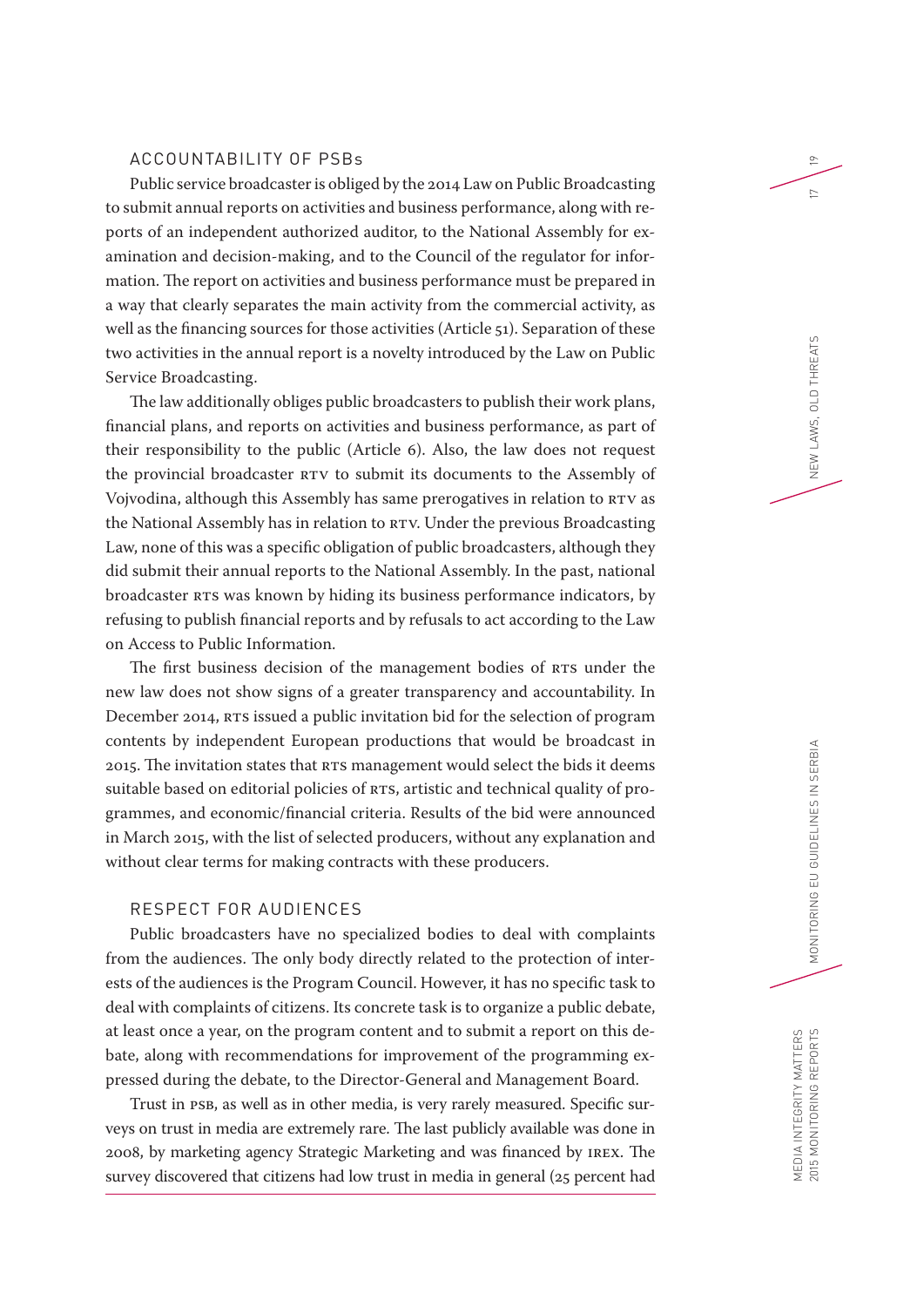## ACCOUNTABILITY OF PSBs

Public service broadcaster is obliged by the 2014 Law on Public Broadcasting to submit annual reports on activities and business performance, along with reports of an independent authorized auditor, to the National Assembly for examination and decision-making, and to the Council of the regulator for information. The report on activities and business performance must be prepared in a way that clearly separates the main activity from the commercial activity, as well as the financing sources for those activities (Article 51). Separation of these two activities in the annual report is a novelty introduced by the Law on Public Service Broadcasting.

The law additionally obliges public broadcasters to publish their work plans, financial plans, and reports on activities and business performance, as part of their responsibility to the public (Article 6). Also, the law does not request the provincial broadcaster RTV to submit its documents to the Assembly of Vojvodina, although this Assembly has same prerogatives in relation to RTV as the National Assembly has in relation to RTV. Under the previous Broadcasting Law, none of this was a specific obligation of public broadcasters, although they did submit their annual reports to the National Assembly. In the past, national broadcaster RTS was known by hiding its business performance indicators, by refusing to publish financial reports and by refusals to act according to the Law on Access to Public Information.

The first business decision of the management bodies of RTS under the new law does not show signs of a greater transparency and accountability. In December 2014, RTS issued a public invitation bid for the selection of program contents by independent European productions that would be broadcast in 2015. The invitation states that RTS management would select the bids it deems suitable based on editorial policies of RTS, artistic and technical quality of programmes, and economic/financial criteria. Results of the bid were announced in March 2015, with the list of selected producers, without any explanation and without clear terms for making contracts with these producers.

## RESPECT FOR AUDIENCES

Public broadcasters have no specialized bodies to deal with complaints from the audiences. The only body directly related to the protection of interests of the audiences is the Program Council. However, it has no specific task to deal with complaints of citizens. Its concrete task is to organize a public debate, at least once a year, on the program content and to submit a report on this debate, along with recommendations for improvement of the programming expressed during the debate, to the Director-General and Management Board.

Trust in PSB, as well as in other media, is very rarely measured. Specific surveys on trust in media are extremely rare. The last publicly available was done in 2008, by marketing agency Strategic Marketing and was financed by IREX. The survey discovered that citizens had low trust in media in general (25 percent had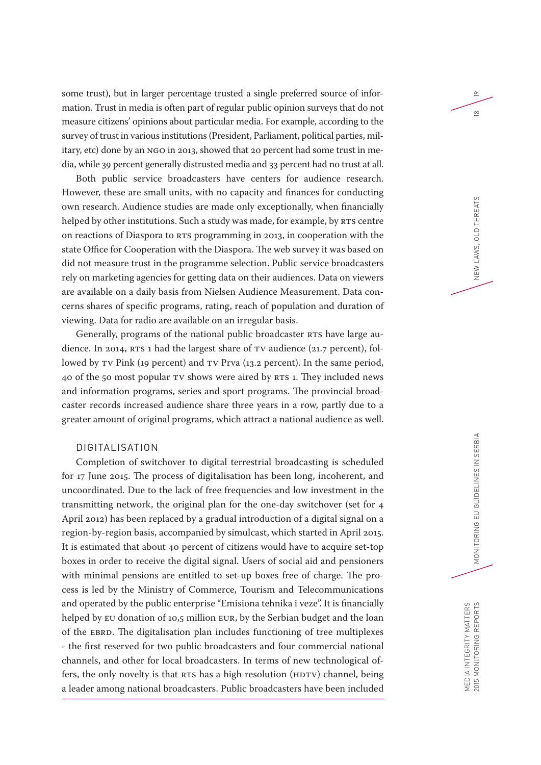some trust), but in larger percentage trusted a single preferred source of information. Trust in media is often part of regular public opinion surveys that do not measure citizens' opinions about particular media. For example, according to the survey of trust in various institutions (President, Parliament, political parties, military, etc) done by an NGO in 2013, showed that 20 percent had some trust in media, while 39 percent generally distrusted media and 33 percent had no trust at all.

Both public service broadcasters have centers for audience research. However, these are small units, with no capacity and finances for conducting own research. Audience studies are made only exceptionally, when financially helped by other institutions. Such a study was made, for example, by RTS centre on reactions of Diaspora to RTS programming in 2013, in cooperation with the state Office for Cooperation with the Diaspora. The web survey it was based on did not measure trust in the programme selection. Public service broadcasters rely on marketing agencies for getting data on their audiences. Data on viewers are available on a daily basis from Nielsen Audience Measurement. Data concerns shares of specific programs, rating, reach of population and duration of viewing. Data for radio are available on an irregular basis.

Generally, programs of the national public broadcaster RTS have large audience. In 2014, RTS 1 had the largest share of TV audience (21.7 percent), followed by TV Pink (19 percent) and TV Prva (13.2 percent). In the same period, 40 of the 50 most popular TV shows were aired by RTS 1. They included news and information programs, series and sport programs. The provincial broadcaster records increased audience share three years in a row, partly due to a greater amount of original programs, which attract a national audience as well.

## DIGITALISATION

Completion of switchover to digital terrestrial broadcasting is scheduled for 17 June 2015. The process of digitalisation has been long, incoherent, and uncoordinated. Due to the lack of free frequencies and low investment in the transmitting network, the original plan for the one-day switchover (set for 4 April 2012) has been replaced by a gradual introduction of a digital signal on a region-by-region basis, accompanied by simulcast, which started in April 2015. It is estimated that about 40 percent of citizens would have to acquire set-top boxes in order to receive the digital signal. Users of social aid and pensioners with minimal pensions are entitled to set-up boxes free of charge. The process is led by the Ministry of Commerce, Tourism and Telecommunications and operated by the public enterprise "Emisiona tehnika i veze". It is financially helped by EU donation of 10,5 million EUR, by the Serbian budget and the loan of the EBRD. The digitalisation plan includes functioning of tree multiplexes - the first reserved for two public broadcasters and four commercial national channels, and other for local broadcasters. In terms of new technological offers, the only novelty is that RTS has a high resolution (HDTV) channel, being a leader among national broadcasters. Public broadcasters have been included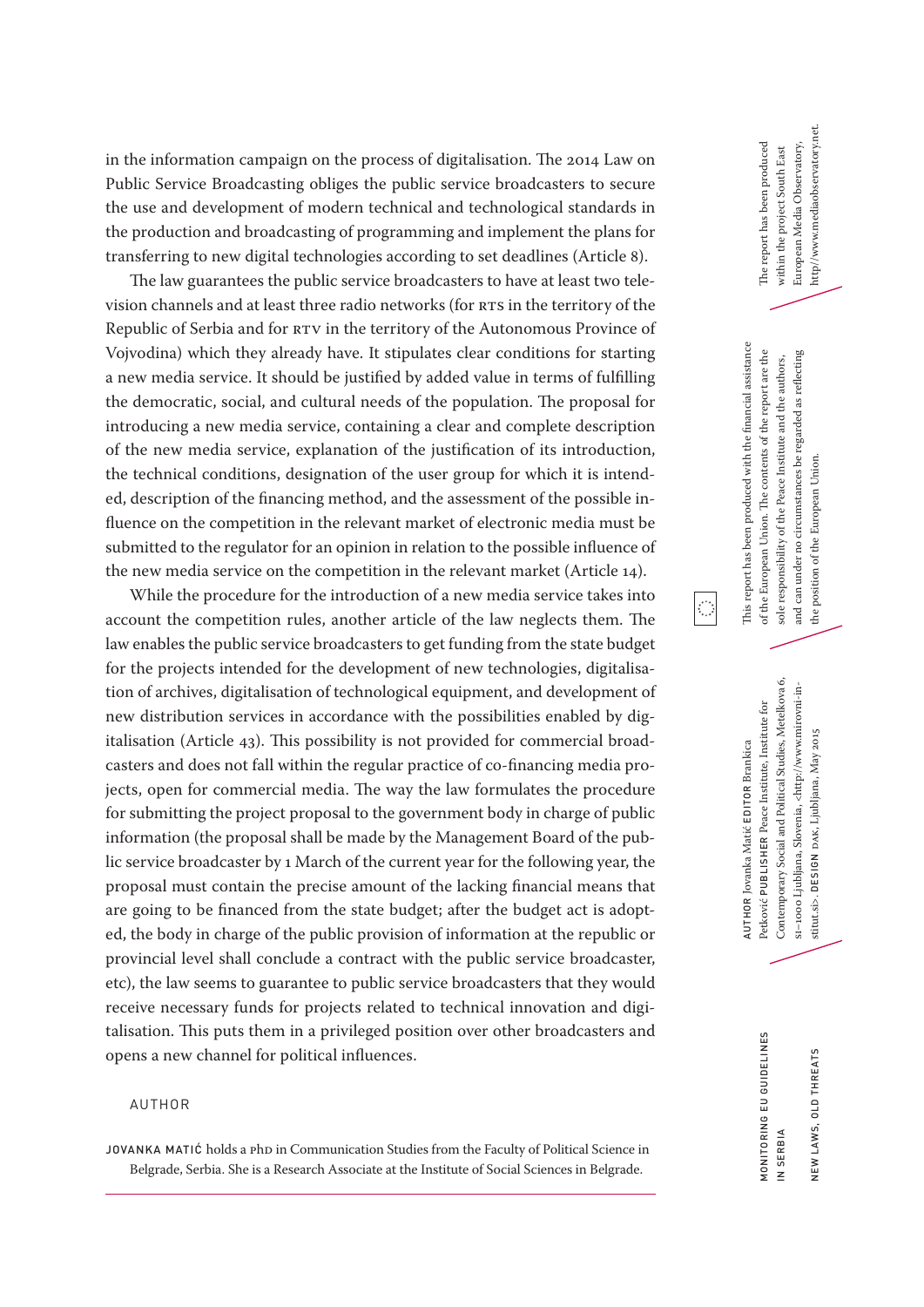in the information campaign on the process of digitalisation. The 2014 Law on Public Service Broadcasting obliges the public service broadcasters to secure the use and development of modern technical and technological standards in the production and broadcasting of programming and implement the plans for transferring to new digital technologies according to set deadlines (Article 8).

The law guarantees the public service broadcasters to have at least two television channels and at least three radio networks (for RTS in the territory of the Republic of Serbia and for RTV in the territory of the Autonomous Province of Vojvodina) which they already have. It stipulates clear conditions for starting a new media service. It should be justified by added value in terms of fulfilling the democratic, social, and cultural needs of the population. The proposal for introducing a new media service, containing a clear and complete description of the new media service, explanation of the justification of its introduction, the technical conditions, designation of the user group for which it is intended, description of the financing method, and the assessment of the possible influence on the competition in the relevant market of electronic media must be submitted to the regulator for an opinion in relation to the possible influence of the new media service on the competition in the relevant market (Article 14).

While the procedure for the introduction of a new media service takes into account the competition rules, another article of the law neglects them. The law enables the public service broadcasters to get funding from the state budget for the projects intended for the development of new technologies, digitalisation of archives, digitalisation of technological equipment, and development of new distribution services in accordance with the possibilities enabled by digitalisation (Article 43). This possibility is not provided for commercial broadcasters and does not fall within the regular practice of co-financing media projects, open for commercial media. The way the law formulates the procedure for submitting the project proposal to the government body in charge of public information (the proposal shall be made by the Management Board of the public service broadcaster by 1 March of the current year for the following year, the proposal must contain the precise amount of the lacking financial means that are going to be financed from the state budget; after the budget act is adopted, the body in charge of the public provision of information at the republic or provincial level shall conclude a contract with the public service broadcaster, etc), the law seems to guarantee to public service broadcasters that they would receive necessary funds for projects related to technical innovation and digitalisation. This puts them in a privileged position over other broadcasters and opens a new channel for political influences.

## AUTHOR

**JOVANKA MATIĆ** holds a PhD in Communication Studies from the Faculty of Political Science in Belgrade, Serbia. She is a Research Associate at the Institute of Social Sciences in Belgrade.

---

MONITORING EU GUIDELINES IN SERBIA

NEW LAWS, OLD THREATS

**AUTHOR** Jovanka Matić **EDITOR** Brankica Petković **PUBLISHER** Peace Institute, Institute for Contemporary Social and Political Studies, Metelkova 6, SI–1000 Ljubljana, Slovenia, <http://www.mirovni-institut.si>. **DESIGN** DAK, Ljubljana, May 2015

This report has been produced with the financial assistance of the European Union. The contents of the report are the sole responsibility of the Peace Institute and the authors, and can under no circumstances be regarded as reflecting the position of the European Union.

The report has been produced within the project South East European Media Observatory, http://www.mediaobservatory.net.